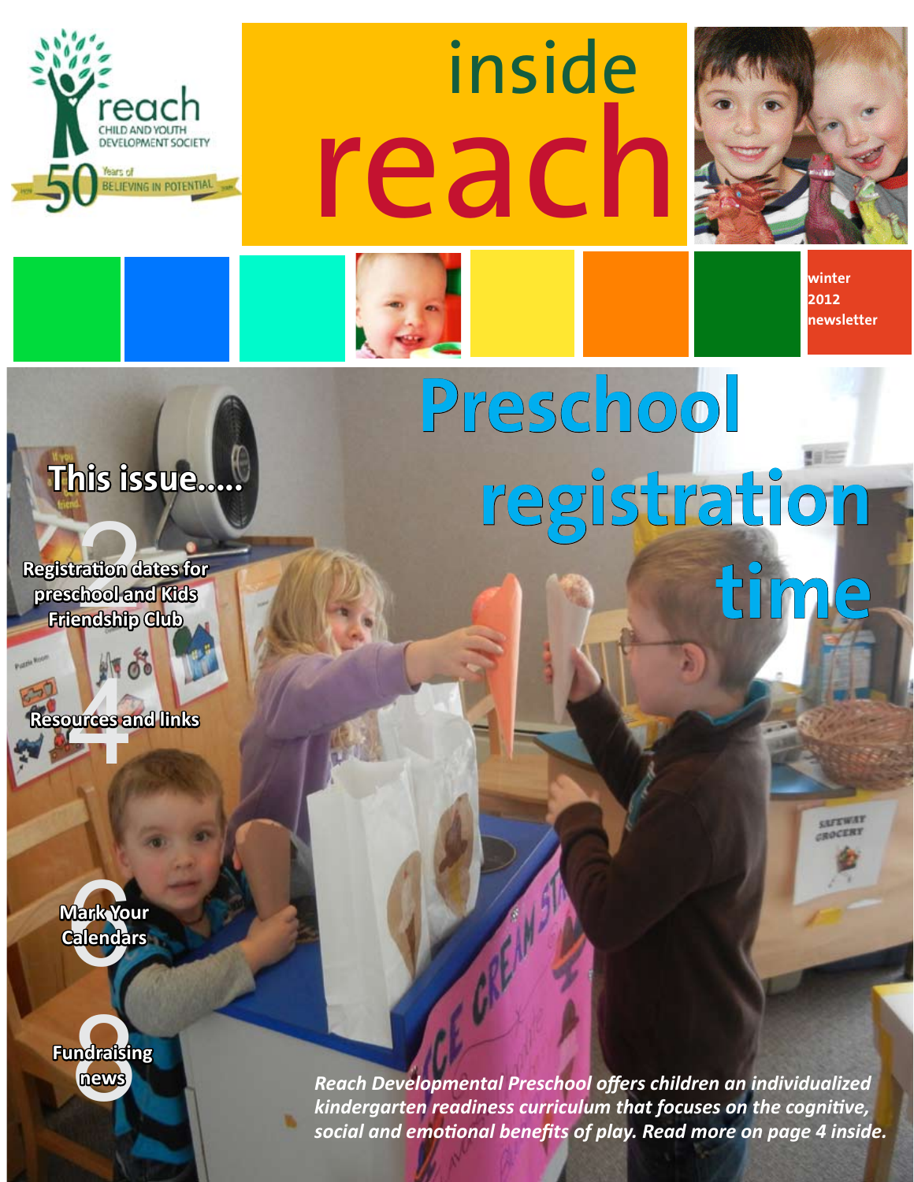reach
CHILD AND YOUTH DEVELOPMENT SOCIETY
50 Years of BELIEVING IN POTENTIAL

# inside reach

winter 2012 newsletter

# Preschool registration time

## This issue.....

2 Registration dates for preschool and Kids Friendship Club

4 Resources and links

6 Mark Your Calendars

8 Fundraising news

*Reach Developmental Preschool offers children an individualized kindergarten readiness curriculum that focuses on the cognitive, social and emotional benefits of play. Read more on page 4 inside.*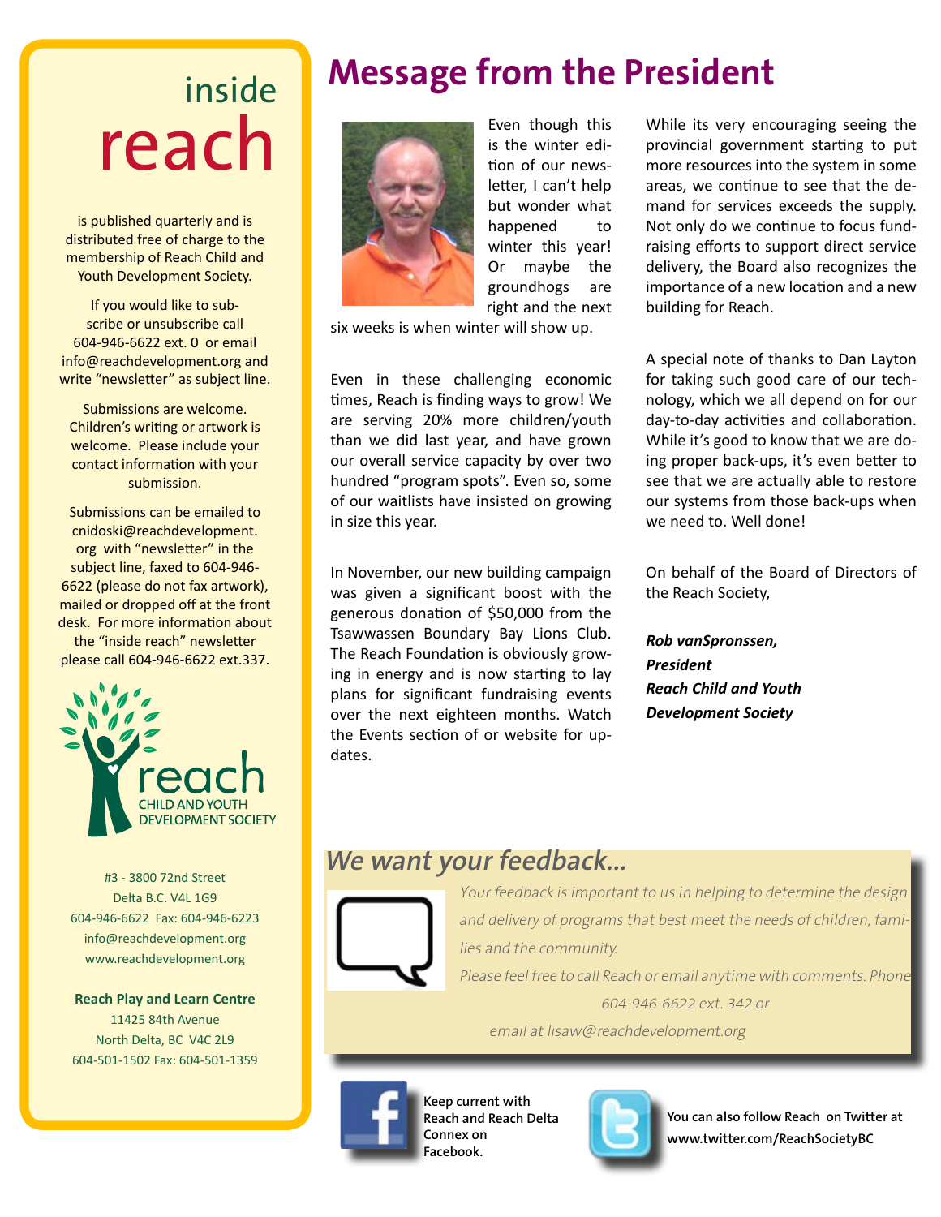# Message from the President

Even though this is the winter edition of our newsletter, I can't help but wonder what happened to winter this year! Or maybe the groundhogs are right and the next six weeks is when winter will show up.

Even in these challenging economic times, Reach is finding ways to grow! We are serving 20% more children/youth than we did last year, and have grown our overall service capacity by over two hundred "program spots". Even so, some of our waitlists have insisted on growing in size this year.

In November, our new building campaign was given a significant boost with the generous donation of $50,000 from the Tsawwassen Boundary Bay Lions Club. The Reach Foundation is obviously growing in energy and is now starting to lay plans for significant fundraising events over the next eighteen months. Watch the Events section of or website for updates.

While its very encouraging seeing the provincial government starting to put more resources into the system in some areas, we continue to see that the demand for services exceeds the supply. Not only do we continue to focus fundraising efforts to support direct service delivery, the Board also recognizes the importance of a new location and a new building for Reach.

A special note of thanks to Dan Layton for taking such good care of our technology, which we all depend on for our day-to-day activities and collaboration. While it's good to know that we are doing proper back-ups, it's even better to see that we are actually able to restore our systems from those back-ups when we need to. Well done!

On behalf of the Board of Directors of the Reach Society,

***Rob vanSpronssen,***
***President***
***Reach Child and Youth Development Society***

## *We want your feedback...*

*Your feedback is important to us in helping to determine the design and delivery of programs that best meet the needs of children, families and the community.*

*Please feel free to call Reach or email anytime with comments. Phone 604-946-6622 ext. 342 or email at lisaw@reachdevelopment.org*

**Keep current with Reach and Reach Delta Connex on Facebook.**

**You can also follow Reach on Twitter at www.twitter.com/ReachSocietyBC**

---

inside
# reach

is published quarterly and is distributed free of charge to the membership of Reach Child and Youth Development Society.

If you would like to subscribe or unsubscribe call 604-946-6622 ext. 0 or email info@reachdevelopment.org and write "newsletter" as subject line.

Submissions are welcome. Children's writing or artwork is welcome. Please include your contact information with your submission.

Submissions can be emailed to cnidoski@reachdevelopment.org with "newsletter" in the subject line, faxed to 604-946-6622 (please do not fax artwork), mailed or dropped off at the front desk. For more information about the "inside reach" newsletter please call 604-946-6622 ext.337.

reach
CHILD AND YOUTH DEVELOPMENT SOCIETY

#3 - 3800 72nd Street
Delta B.C. V4L 1G9
604-946-6622 Fax: 604-946-6223
info@reachdevelopment.org
www.reachdevelopment.org

**Reach Play and Learn Centre**
11425 84th Avenue
North Delta, BC V4C 2L9
604-501-1502 Fax: 604-501-1359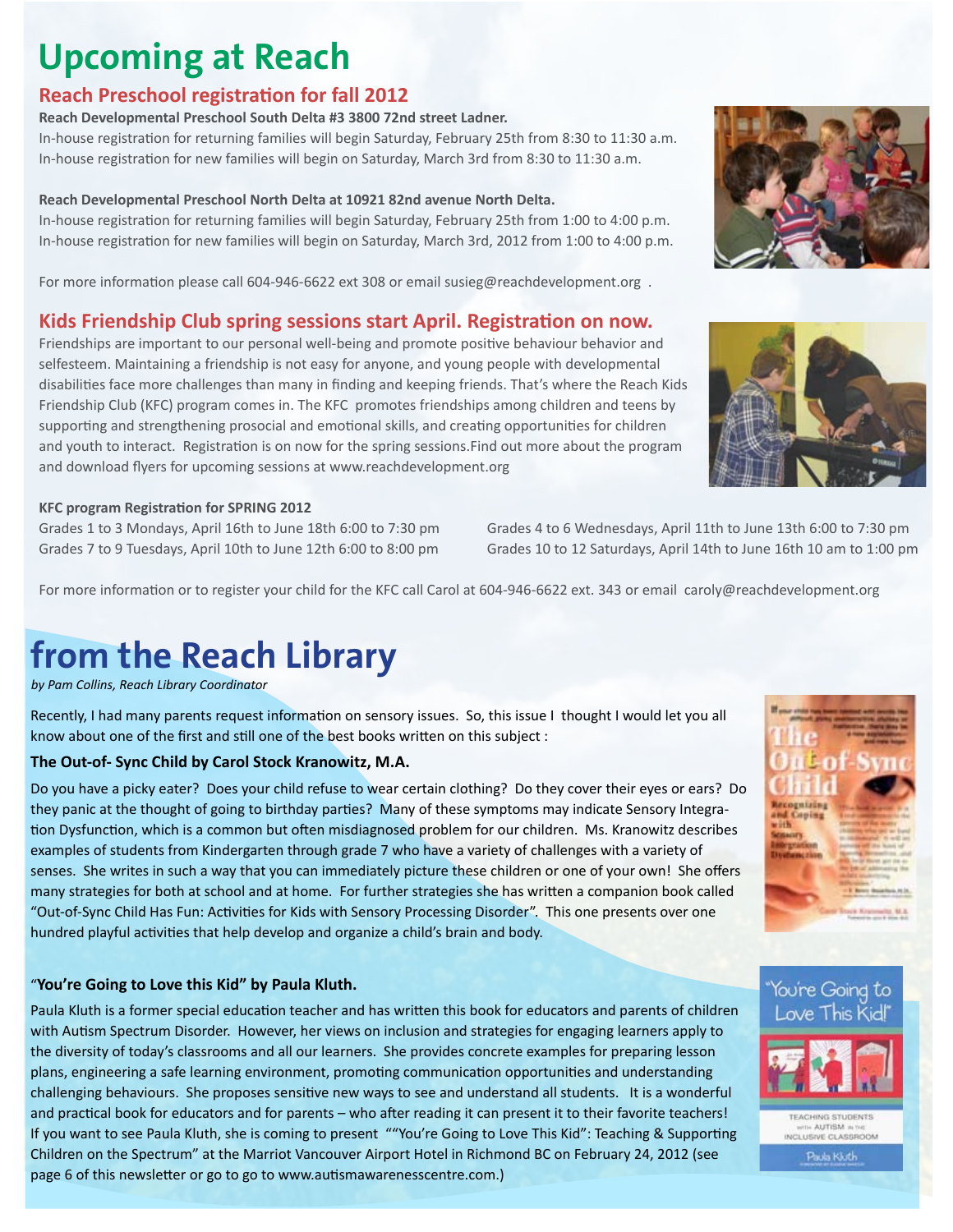# Upcoming at Reach

## Reach Preschool registration for fall 2012

**Reach Developmental Preschool South Delta #3 3800 72nd street Ladner.**

In-house registration for returning families will begin Saturday, February 25th from 8:30 to 11:30 a.m.
In-house registration for new families will begin on Saturday, March 3rd from 8:30 to 11:30 a.m.

**Reach Developmental Preschool North Delta at 10921 82nd avenue North Delta.**

In-house registration for returning families will begin Saturday, February 25th from 1:00 to 4:00 p.m.
In-house registration for new families will begin on Saturday, March 3rd, 2012 from 1:00 to 4:00 p.m.

For more information please call 604-946-6622 ext 308 or email susieg@reachdevelopment.org .

## Kids Friendship Club spring sessions start April. Registration on now.

Friendships are important to our personal well-being and promote positive behaviour behavior and selfesteem. Maintaining a friendship is not easy for anyone, and young people with developmental disabilities face more challenges than many in finding and keeping friends. That's where the Reach Kids Friendship Club (KFC) program comes in. The KFC promotes friendships among children and teens by supporting and strengthening prosocial and emotional skills, and creating opportunities for children and youth to interact. Registration is on now for the spring sessions.Find out more about the program and download flyers for upcoming sessions at www.reachdevelopment.org

**KFC program Registration for SPRING 2012**

Grades 1 to 3 Mondays, April 16th to June 18th 6:00 to 7:30 pm
Grades 7 to 9 Tuesdays, April 10th to June 12th 6:00 to 8:00 pm
Grades 4 to 6 Wednesdays, April 11th to June 13th 6:00 to 7:30 pm
Grades 10 to 12 Saturdays, April 14th to June 16th 10 am to 1:00 pm

For more information or to register your child for the KFC call Carol at 604-946-6622 ext. 343 or email caroly@reachdevelopment.org

# from the Reach Library

*by Pam Collins, Reach Library Coordinator*

Recently, I had many parents request information on sensory issues. So, this issue I thought I would let you all know about one of the first and still one of the best books written on this subject :

**The Out-of- Sync Child by Carol Stock Kranowitz, M.A.**

Do you have a picky eater? Does your child refuse to wear certain clothing? Do they cover their eyes or ears? Do they panic at the thought of going to birthday parties? Many of these symptoms may indicate Sensory Integration Dysfunction, which is a common but often misdiagnosed problem for our children. Ms. Kranowitz describes examples of students from Kindergarten through grade 7 who have a variety of challenges with a variety of senses. She writes in such a way that you can immediately picture these children or one of your own! She offers many strategies for both at school and at home. For further strategies she has written a companion book called "Out-of-Sync Child Has Fun: Activities for Kids with Sensory Processing Disorder". This one presents over one hundred playful activities that help develop and organize a child's brain and body.

"**You're Going to Love this Kid" by Paula Kluth.**

Paula Kluth is a former special education teacher and has written this book for educators and parents of children with Autism Spectrum Disorder. However, her views on inclusion and strategies for engaging learners apply to the diversity of today's classrooms and all our learners. She provides concrete examples for preparing lesson plans, engineering a safe learning environment, promoting communication opportunities and understanding challenging behaviours. She proposes sensitive new ways to see and understand all students. It is a wonderful and practical book for educators and for parents – who after reading it can present it to their favorite teachers! If you want to see Paula Kluth, she is coming to present ""You're Going to Love This Kid": Teaching & Supporting Children on the Spectrum" at the Marriot Vancouver Airport Hotel in Richmond BC on February 24, 2012 (see page 6 of this newsletter or go to go to www.autismawarenesscentre.com.)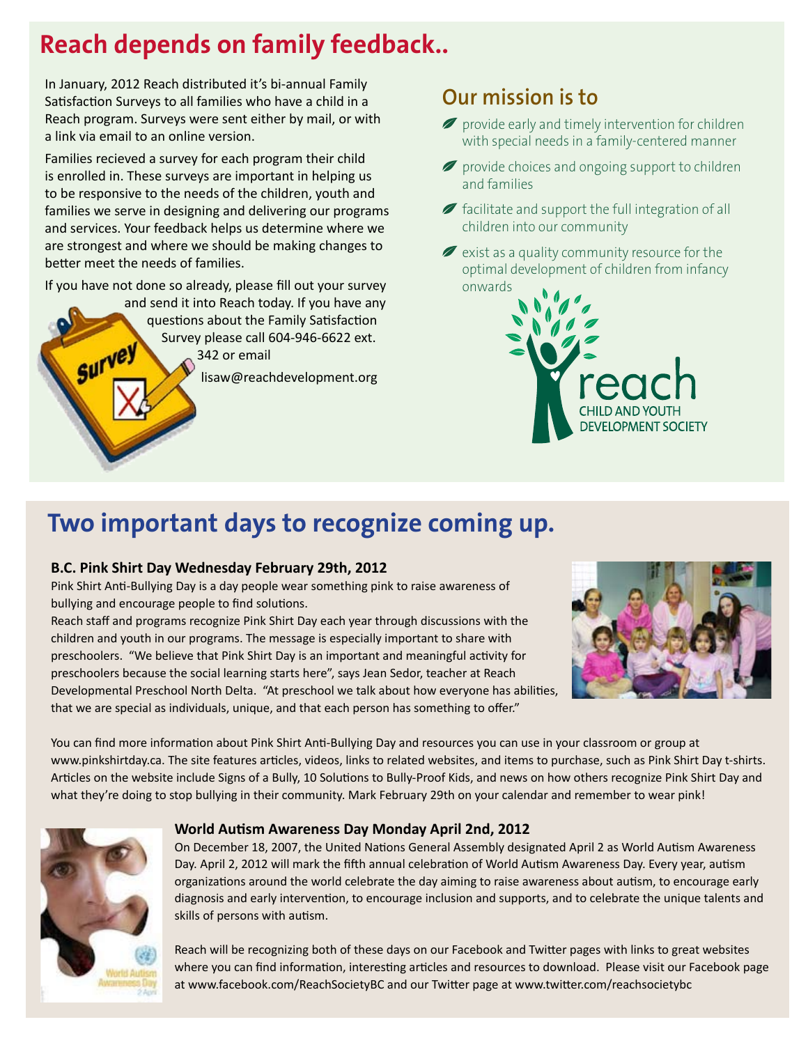## Reach depends on family feedback..

In January, 2012 Reach distributed it's bi-annual Family Satisfaction Surveys to all families who have a child in a Reach program. Surveys were sent either by mail, or with a link via email to an online version.

Families recieved a survey for each program their child is enrolled in. These surveys are important in helping us to be responsive to the needs of the children, youth and families we serve in designing and delivering our programs and services. Your feedback helps us determine where we are strongest and where we should be making changes to better meet the needs of families.

If you have not done so already, please fill out your survey and send it into Reach today. If you have any questions about the Family Satisfaction Survey please call 604-946-6622 ext. 342 or email

lisaw@reachdevelopment.org

### Our mission is to

- provide early and timely intervention for children with special needs in a family-centered manner
- provide choices and ongoing support to children and families
- facilitate and support the full integration of all children into our community
- exist as a quality community resource for the optimal development of children from infancy onwards

## Two important days to recognize coming up.

**B.C. Pink Shirt Day Wednesday February 29th, 2012**

Pink Shirt Anti-Bullying Day is a day people wear something pink to raise awareness of bullying and encourage people to find solutions.

Reach staff and programs recognize Pink Shirt Day each year through discussions with the children and youth in our programs. The message is especially important to share with preschoolers. "We believe that Pink Shirt Day is an important and meaningful activity for preschoolers because the social learning starts here", says Jean Sedor, teacher at Reach Developmental Preschool North Delta. "At preschool we talk about how everyone has abilities, that we are special as individuals, unique, and that each person has something to offer."

You can find more information about Pink Shirt Anti-Bullying Day and resources you can use in your classroom or group at www.pinkshirtday.ca. The site features articles, videos, links to related websites, and items to purchase, such as Pink Shirt Day t-shirts. Articles on the website include Signs of a Bully, 10 Solutions to Bully-Proof Kids, and news on how others recognize Pink Shirt Day and what they're doing to stop bullying in their community. Mark February 29th on your calendar and remember to wear pink!

**World Autism Awareness Day Monday April 2nd, 2012**

On December 18, 2007, the United Nations General Assembly designated April 2 as World Autism Awareness Day. April 2, 2012 will mark the fifth annual celebration of World Autism Awareness Day. Every year, autism organizations around the world celebrate the day aiming to raise awareness about autism, to encourage early diagnosis and early intervention, to encourage inclusion and supports, and to celebrate the unique talents and skills of persons with autism.

Reach will be recognizing both of these days on our Facebook and Twitter pages with links to great websites where you can find information, interesting articles and resources to download. Please visit our Facebook page at www.facebook.com/ReachSocietyBC and our Twitter page at www.twitter.com/reachsocietybc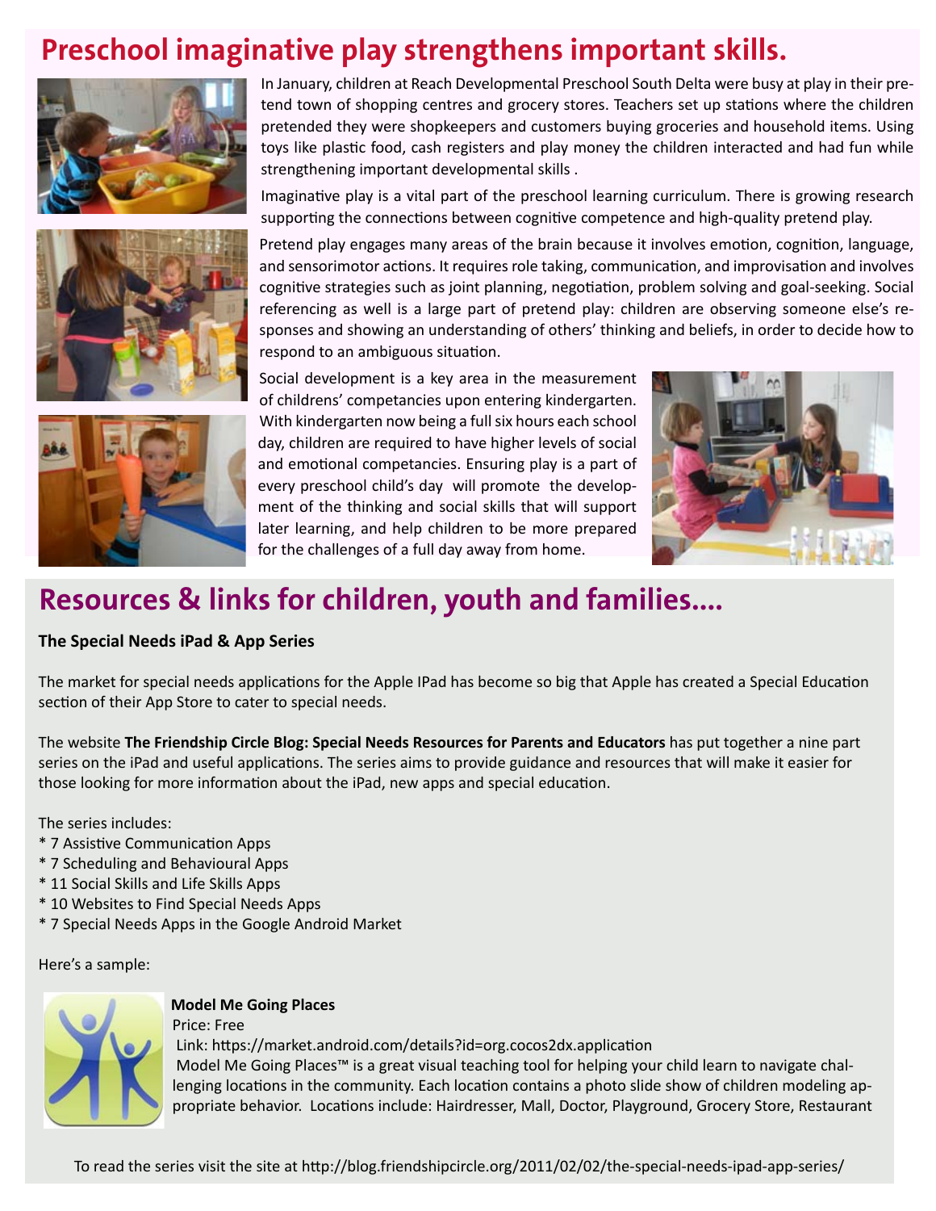# Preschool imaginative play strengthens important skills.

In January, children at Reach Developmental Preschool South Delta were busy at play in their pretend town of shopping centres and grocery stores. Teachers set up stations where the children pretended they were shopkeepers and customers buying groceries and household items. Using toys like plastic food, cash registers and play money the children interacted and had fun while strengthening important developmental skills .

Imaginative play is a vital part of the preschool learning curriculum. There is growing research supporting the connections between cognitive competence and high-quality pretend play.

Pretend play engages many areas of the brain because it involves emotion, cognition, language, and sensorimotor actions. It requires role taking, communication, and improvisation and involves cognitive strategies such as joint planning, negotiation, problem solving and goal-seeking. Social referencing as well is a large part of pretend play: children are observing someone else's responses and showing an understanding of others' thinking and beliefs, in order to decide how to respond to an ambiguous situation.

Social development is a key area in the measurement of childrens' competancies upon entering kindergarten. With kindergarten now being a full six hours each school day, children are required to have higher levels of social and emotional competancies. Ensuring play is a part of every preschool child's day will promote the development of the thinking and social skills that will support later learning, and help children to be more prepared for the challenges of a full day away from home.

# Resources & links for children, youth and families....

**The Special Needs iPad & App Series**

The market for special needs applications for the Apple IPad has become so big that Apple has created a Special Education section of their App Store to cater to special needs.

The website **The Friendship Circle Blog: Special Needs Resources for Parents and Educators** has put together a nine part series on the iPad and useful applications. The series aims to provide guidance and resources that will make it easier for those looking for more information about the iPad, new apps and special education.

The series includes:

* 7 Assistive Communication Apps
* 7 Scheduling and Behavioural Apps
* 11 Social Skills and Life Skills Apps
* 10 Websites to Find Special Needs Apps
* 7 Special Needs Apps in the Google Android Market

Here's a sample:

**Model Me Going Places**

Price: Free

Link: https://market.android.com/details?id=org.cocos2dx.application

Model Me Going Places™ is a great visual teaching tool for helping your child learn to navigate challenging locations in the community. Each location contains a photo slide show of children modeling appropriate behavior. Locations include: Hairdresser, Mall, Doctor, Playground, Grocery Store, Restaurant

To read the series visit the site at http://blog.friendshipcircle.org/2011/02/02/the-special-needs-ipad-app-series/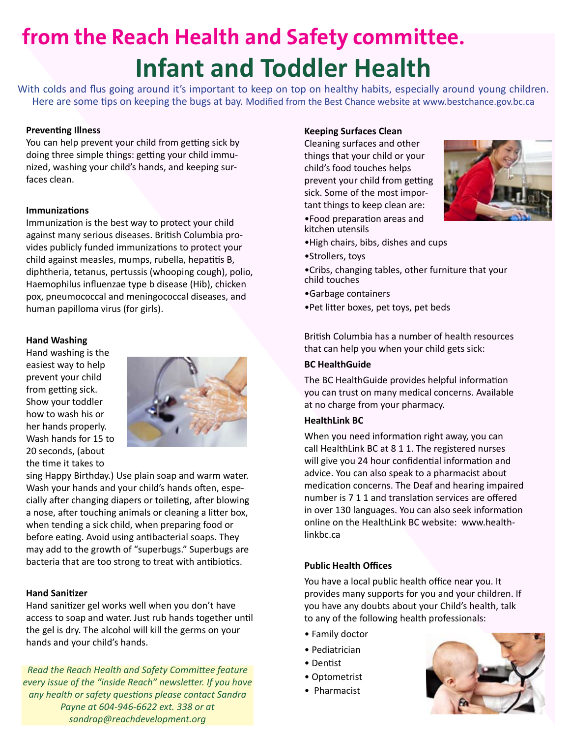# from the Reach Health and Safety committee.

# Infant and Toddler Health

With colds and flus going around it's important to keep on top on healthy habits, especially around young children. Here are some tips on keeping the bugs at bay. Modified from the Best Chance website at www.bestchance.gov.bc.ca

**Preventing Illness**

You can help prevent your child from getting sick by doing three simple things: getting your child immunized, washing your child's hands, and keeping surfaces clean.

**Immunizations**

Immunization is the best way to protect your child against many serious diseases. British Columbia provides publicly funded immunizations to protect your child against measles, mumps, rubella, hepatitis B, diphtheria, tetanus, pertussis (whooping cough), polio, Haemophilus influenzae type b disease (Hib), chicken pox, pneumococcal and meningococcal diseases, and human papilloma virus (for girls).

**Hand Washing**

Hand washing is the easiest way to help prevent your child from getting sick. Show your toddler how to wash his or her hands properly. Wash hands for 15 to 20 seconds, (about the time it takes to sing Happy Birthday.) Use plain soap and warm water. Wash your hands and your child's hands often, especially after changing diapers or toileting, after blowing a nose, after touching animals or cleaning a litter box, when tending a sick child, when preparing food or before eating. Avoid using antibacterial soaps. They may add to the growth of "superbugs." Superbugs are bacteria that are too strong to treat with antibiotics.

**Hand Sanitizer**

Hand sanitizer gel works well when you don't have access to soap and water. Just rub hands together until the gel is dry. The alcohol will kill the germs on your hands and your child's hands.

*Read the Reach Health and Safety Committee feature every issue of the "inside Reach" newsletter. If you have any health or safety questions please contact Sandra Payne at 604-946-6622 ext. 338 or at sandrap@reachdevelopment.org*

**Keeping Surfaces Clean**

Cleaning surfaces and other things that your child or your child's food touches helps prevent your child from getting sick. Some of the most important things to keep clean are:

- Food preparation areas and kitchen utensils
- High chairs, bibs, dishes and cups
- Strollers, toys
- Cribs, changing tables, other furniture that your child touches
- Garbage containers
- Pet litter boxes, pet toys, pet beds

British Columbia has a number of health resources that can help you when your child gets sick:

**BC HealthGuide**

The BC HealthGuide provides helpful information you can trust on many medical concerns. Available at no charge from your pharmacy.

**HealthLink BC**

When you need information right away, you can call HealthLink BC at 8 1 1. The registered nurses will give you 24 hour confidential information and advice. You can also speak to a pharmacist about medication concerns. The Deaf and hearing impaired number is 7 1 1 and translation services are offered in over 130 languages. You can also seek information online on the HealthLink BC website: www.healthlinkbc.ca

**Public Health Offices**

You have a local public health office near you. It provides many supports for you and your children. If you have any doubts about your Child's health, talk to any of the following health professionals:

- Family doctor
- Pediatrician
- Dentist
- Optometrist
- Pharmacist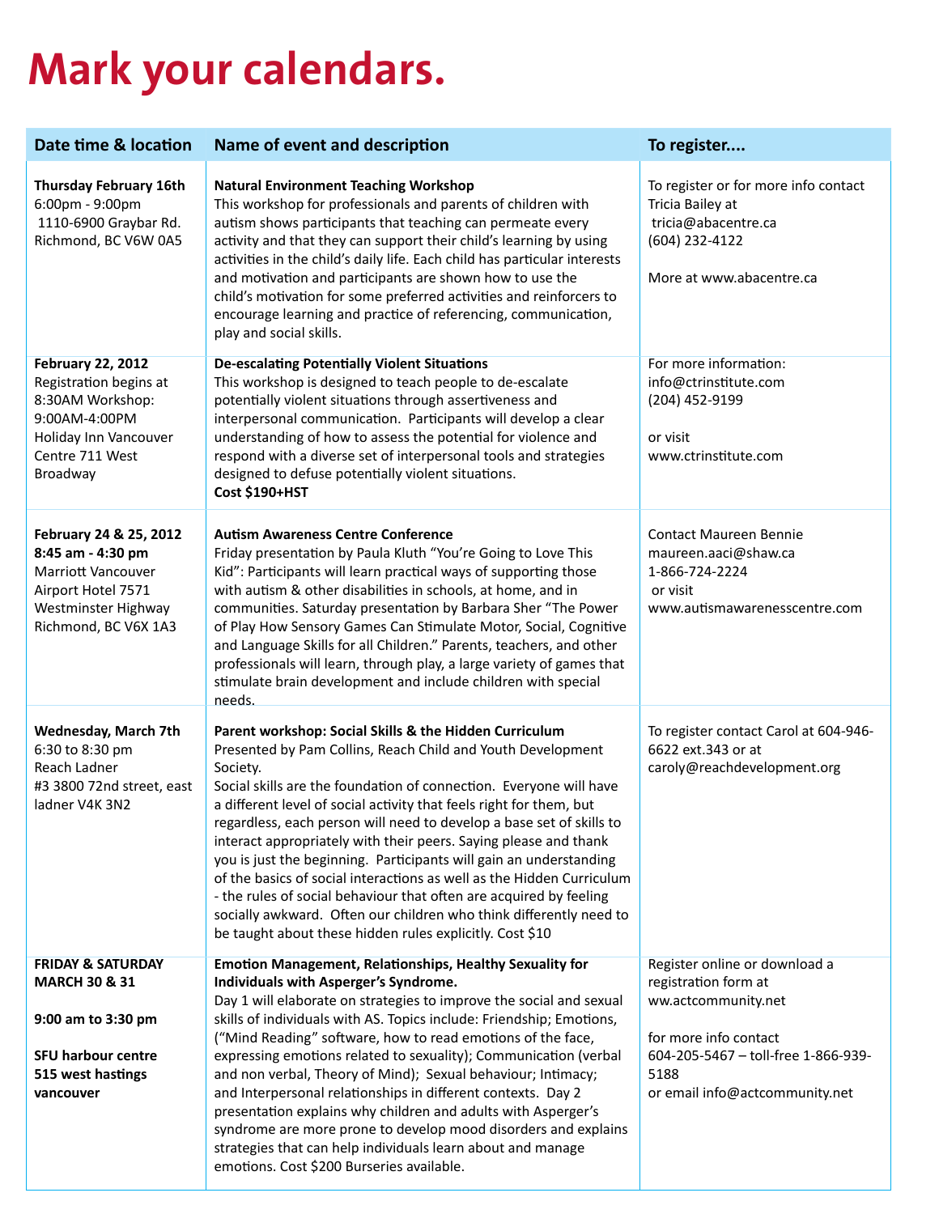# Mark your calendars.

| Date time & location | Name of event and description | To register.... |
|---|---|---|
| **Thursday February 16th**<br>6:00pm - 9:00pm<br>1110-6900 Graybar Rd.<br>Richmond, BC V6W 0A5 | **Natural Environment Teaching Workshop**<br>This workshop for professionals and parents of children with autism shows participants that teaching can permeate every activity and that they can support their child's learning by using activities in the child's daily life. Each child has particular interests and motivation and participants are shown how to use the child's motivation for some preferred activities and reinforcers to encourage learning and practice of referencing, communication, play and social skills. | To register or for more info contact Tricia Bailey at<br>tricia@abacentre.ca<br>(604) 232-4122<br><br>More at www.abacentre.ca |
| **February 22, 2012**<br>Registration begins at 8:30AM Workshop: 9:00AM-4:00PM<br>Holiday Inn Vancouver Centre 711 West Broadway | **De-escalating Potentially Violent Situations**<br>This workshop is designed to teach people to de-escalate potentially violent situations through assertiveness and interpersonal communication. Participants will develop a clear understanding of how to assess the potential for violence and respond with a diverse set of interpersonal tools and strategies designed to defuse potentially violent situations.<br>**Cost $190+HST** | For more information:<br>info@ctrinstitute.com<br>(204) 452-9199<br><br>or visit<br>www.ctrinstitute.com |
| **February 24 & 25, 2012**<br>**8:45 am - 4:30 pm**<br>Marriott Vancouver Airport Hotel 7571 Westminster Highway Richmond, BC V6X 1A3 | **Autism Awareness Centre Conference**<br>Friday presentation by Paula Kluth "You're Going to Love This Kid": Participants will learn practical ways of supporting those with autism & other disabilities in schools, at home, and in communities. Saturday presentation by Barbara Sher "The Power of Play How Sensory Games Can Stimulate Motor, Social, Cognitive and Language Skills for all Children." Parents, teachers, and other professionals will learn, through play, a large variety of games that stimulate brain development and include children with special needs. | Contact Maureen Bennie<br>maureen.aaci@shaw.ca<br>1-866-724-2224<br>or visit<br>www.autismawarenesscentre.com |
| **Wednesday, March 7th**<br>6:30 to 8:30 pm<br>Reach Ladner<br>#3 3800 72nd street, east ladner V4K 3N2 | **Parent workshop: Social Skills & the Hidden Curriculum**<br>Presented by Pam Collins, Reach Child and Youth Development Society.<br>Social skills are the foundation of connection. Everyone will have a different level of social activity that feels right for them, but regardless, each person will need to develop a base set of skills to interact appropriately with their peers. Saying please and thank you is just the beginning. Participants will gain an understanding of the basics of social interactions as well as the Hidden Curriculum - the rules of social behaviour that often are acquired by feeling socially awkward. Often our children who think differently need to be taught about these hidden rules explicitly. Cost $10 | To register contact Carol at 604-946-6622 ext.343 or at caroly@reachdevelopment.org |
| **FRIDAY & SATURDAY MARCH 30 & 31**<br><br>**9:00 am to 3:30 pm**<br><br>**SFU harbour centre 515 west hastings vancouver** | **Emotion Management, Relationships, Healthy Sexuality for Individuals with Asperger's Syndrome.**<br>Day 1 will elaborate on strategies to improve the social and sexual skills of individuals with AS. Topics include: Friendship; Emotions, ("Mind Reading" software, how to read emotions of the face, expressing emotions related to sexuality); Communication (verbal and non verbal, Theory of Mind); Sexual behaviour; Intimacy; and Interpersonal relationships in different contexts. Day 2 presentation explains why children and adults with Asperger's syndrome are more prone to develop mood disorders and explains strategies that can help individuals learn about and manage emotions. Cost $200 Burseries available. | Register online or download a registration form at ww.actcommunity.net<br><br>for more info contact<br>604-205-5467 – toll-free 1-866-939-5188<br>or email info@actcommunity.net |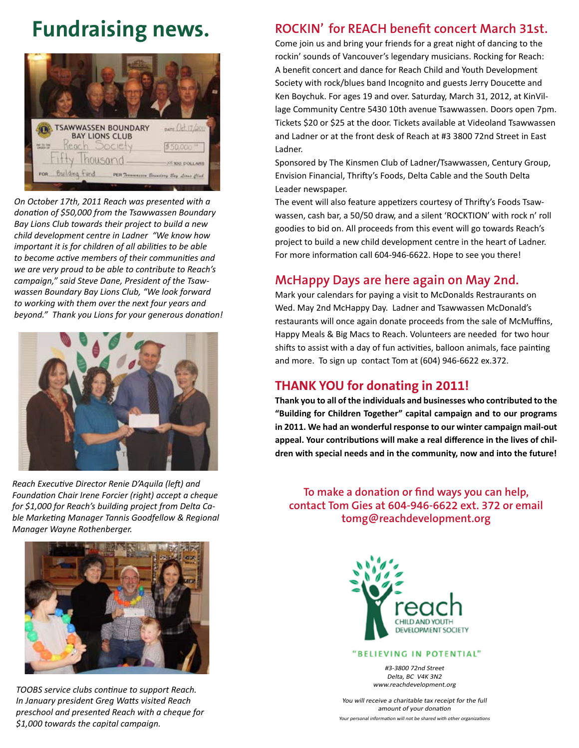# Fundraising news.

*On October 17th, 2011 Reach was presented with a donation of $50,000 from the Tsawwassen Boundary Bay Lions Club towards their project to build a new child development centre in Ladner "We know how important it is for children of all abilities to be able to become active members of their communities and we are very proud to be able to contribute to Reach's campaign," said Steve Dane, President of the Tsawwassen Boundary Bay Lions Club, "We look forward to working with them over the next four years and beyond." Thank you Lions for your generous donation!*

*Reach Executive Director Renie D'Aquila (left) and Foundation Chair Irene Forcier (right) accept a cheque for $1,000 for Reach's building project from Delta Cable Marketing Manager Tannis Goodfellow & Regional Manager Wayne Rothenberger.*

*TOOBS service clubs continue to support Reach. In January president Greg Watts visited Reach preschool and presented Reach with a cheque for $1,000 towards the capital campaign.*

## ROCKIN' for REACH benefit concert March 31st.

Come join us and bring your friends for a great night of dancing to the rockin' sounds of Vancouver's legendary musicians. Rocking for Reach: A benefit concert and dance for Reach Child and Youth Development Society with rock/blues band Incognito and guests Jerry Doucette and Ken Boychuk. For ages 19 and over. Saturday, March 31, 2012, at KinVillage Community Centre 5430 10th avenue Tsawwassen. Doors open 7pm. Tickets $20 or $25 at the door. Tickets available at Videoland Tsawwassen and Ladner or at the front desk of Reach at #3 3800 72nd Street in East Ladner.

Sponsored by The Kinsmen Club of Ladner/Tsawwassen, Century Group, Envision Financial, Thrifty's Foods, Delta Cable and the South Delta Leader newspaper.

The event will also feature appetizers courtesy of Thrifty's Foods Tsawwassen, cash bar, a 50/50 draw, and a silent 'ROCKTION' with rock n' roll goodies to bid on. All proceeds from this event will go towards Reach's project to build a new child development centre in the heart of Ladner. For more information call 604-946-6622. Hope to see you there!

## McHappy Days are here again on May 2nd.

Mark your calendars for paying a visit to McDonalds Restraurants on Wed. May 2nd McHappy Day. Ladner and Tsawwassen McDonald's restaurants will once again donate proceeds from the sale of McMuffins, Happy Meals & Big Macs to Reach. Volunteers are needed for two hour shifts to assist with a day of fun activities, balloon animals, face painting and more. To sign up contact Tom at (604) 946-6622 ex.372.

## THANK YOU for donating in 2011!

**Thank you to all of the individuals and businesses who contributed to the "Building for Children Together" capital campaign and to our programs in 2011. We had an wonderful response to our winter campaign mail-out appeal. Your contributions will make a real difference in the lives of children with special needs and in the community, now and into the future!**

**To make a donation or find ways you can help, contact Tom Gies at 604-946-6622 ext. 372 or email tomg@reachdevelopment.org**

reach
CHILD AND YOUTH DEVELOPMENT SOCIETY

"BELIEVING IN POTENTIAL"

*#3-3800 72nd Street*
*Delta, BC V4K 3N2*
*www.reachdevelopment.org*

*You will receive a charitable tax receipt for the full amount of your donation*

*Your personal information will not be shared with other organizations*